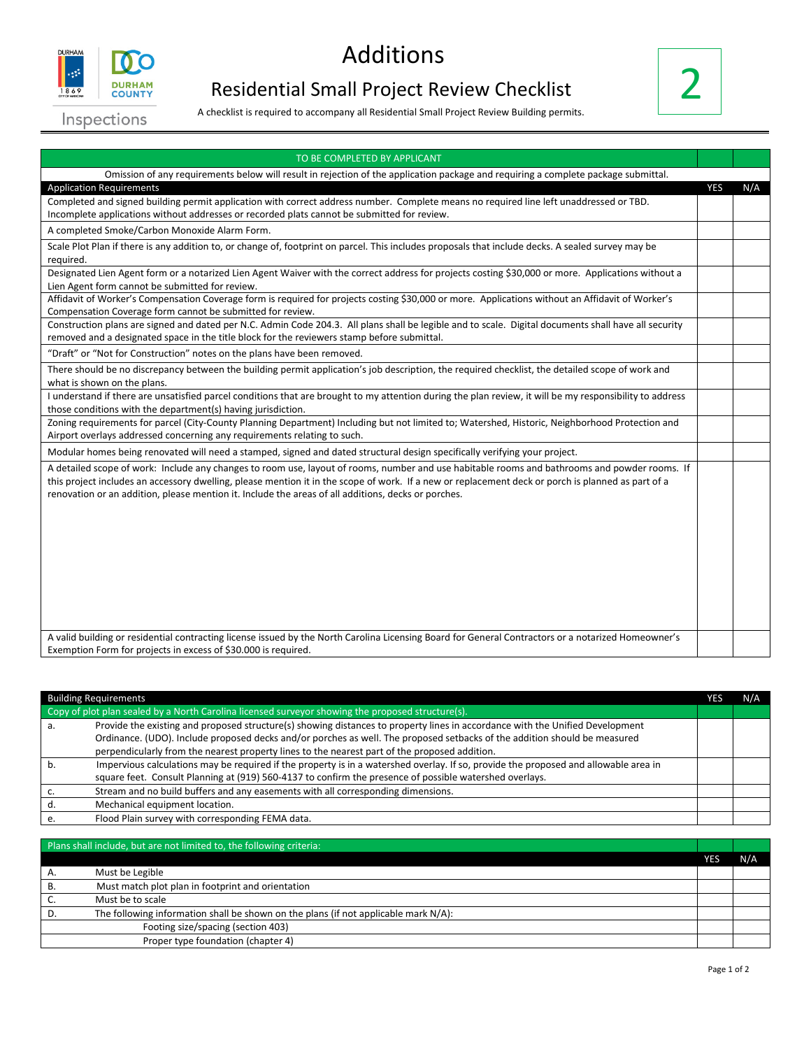DURHAM 1869 CITY OF MEDICINE | DCO DURHAM COUNTY

Inspections

# Additions

## Residential Small Project Review Checklist

A checklist is required to accompany all Residential Small Project Review Building permits.

**2**

| TO BE COMPLETED BY APPLICANT | | |
|---|---|---|
| Omission of any requirements below will result in rejection of the application package and requiring a complete package submittal. | | |
| **Application Requirements** | **YES** | **N/A** |
| Completed and signed building permit application with correct address number. Complete means no required line left unaddressed or TBD. Incomplete applications without addresses or recorded plats cannot be submitted for review. | | |
| A completed Smoke/Carbon Monoxide Alarm Form. | | |
| Scale Plot Plan if there is any addition to, or change of, footprint on parcel. This includes proposals that include decks. A sealed survey may be required. | | |
| Designated Lien Agent form or a notarized Lien Agent Waiver with the correct address for projects costing $30,000 or more. Applications without a Lien Agent form cannot be submitted for review. | | |
| Affidavit of Worker's Compensation Coverage form is required for projects costing $30,000 or more. Applications without an Affidavit of Worker's Compensation Coverage form cannot be submitted for review. | | |
| Construction plans are signed and dated per N.C. Admin Code 204.3. All plans shall be legible and to scale. Digital documents shall have all security removed and a designated space in the title block for the reviewers stamp before submittal. | | |
| "Draft" or "Not for Construction" notes on the plans have been removed. | | |
| There should be no discrepancy between the building permit application's job description, the required checklist, the detailed scope of work and what is shown on the plans. | | |
| I understand if there are unsatisfied parcel conditions that are brought to my attention during the plan review, it will be my responsibility to address those conditions with the department(s) having jurisdiction. | | |
| Zoning requirements for parcel (City-County Planning Department) Including but not limited to; Watershed, Historic, Neighborhood Protection and Airport overlays addressed concerning any requirements relating to such. | | |
| Modular homes being renovated will need a stamped, signed and dated structural design specifically verifying your project. | | |
| A detailed scope of work: Include any changes to room use, layout of rooms, number and use habitable rooms and bathrooms and powder rooms. If this project includes an accessory dwelling, please mention it in the scope of work. If a new or replacement deck or porch is planned as part of a renovation or an addition, please mention it. Include the areas of all additions, decks or porches. | | |
| A valid building or residential contracting license issued by the North Carolina Licensing Board for General Contractors or a notarized Homeowner's Exemption Form for projects in excess of $30.000 is required. | | |

| **Building Requirements** | | **YES** | **N/A** |
|---|---|---|---|
| Copy of plot plan sealed by a North Carolina licensed surveyor showing the proposed structure(s). | | | |
| a. | Provide the existing and proposed structure(s) showing distances to property lines in accordance with the Unified Development Ordinance. (UDO). Include proposed decks and/or porches as well. The proposed setbacks of the addition should be measured perpendicularly from the nearest property lines to the nearest part of the proposed addition. | | |
| b. | Impervious calculations may be required if the property is in a watershed overlay. If so, provide the proposed and allowable area in square feet. Consult Planning at (919) 560-4137 to confirm the presence of possible watershed overlays. | | |
| c. | Stream and no build buffers and any easements with all corresponding dimensions. | | |
| d. | Mechanical equipment location. | | |
| e. | Flood Plain survey with corresponding FEMA data. | | |

| Plans shall include, but are not limited to, the following criteria: | | | |
|---|---|---|---|
| | | **YES** | **N/A** |
| A. | Must be Legible | | |
| B. | Must match plot plan in footprint and orientation | | |
| C. | Must be to scale | | |
| D. | The following information shall be shown on the plans (if not applicable mark N/A): | | |
| | Footing size/spacing (section 403) | | |
| | Proper type foundation (chapter 4) | | |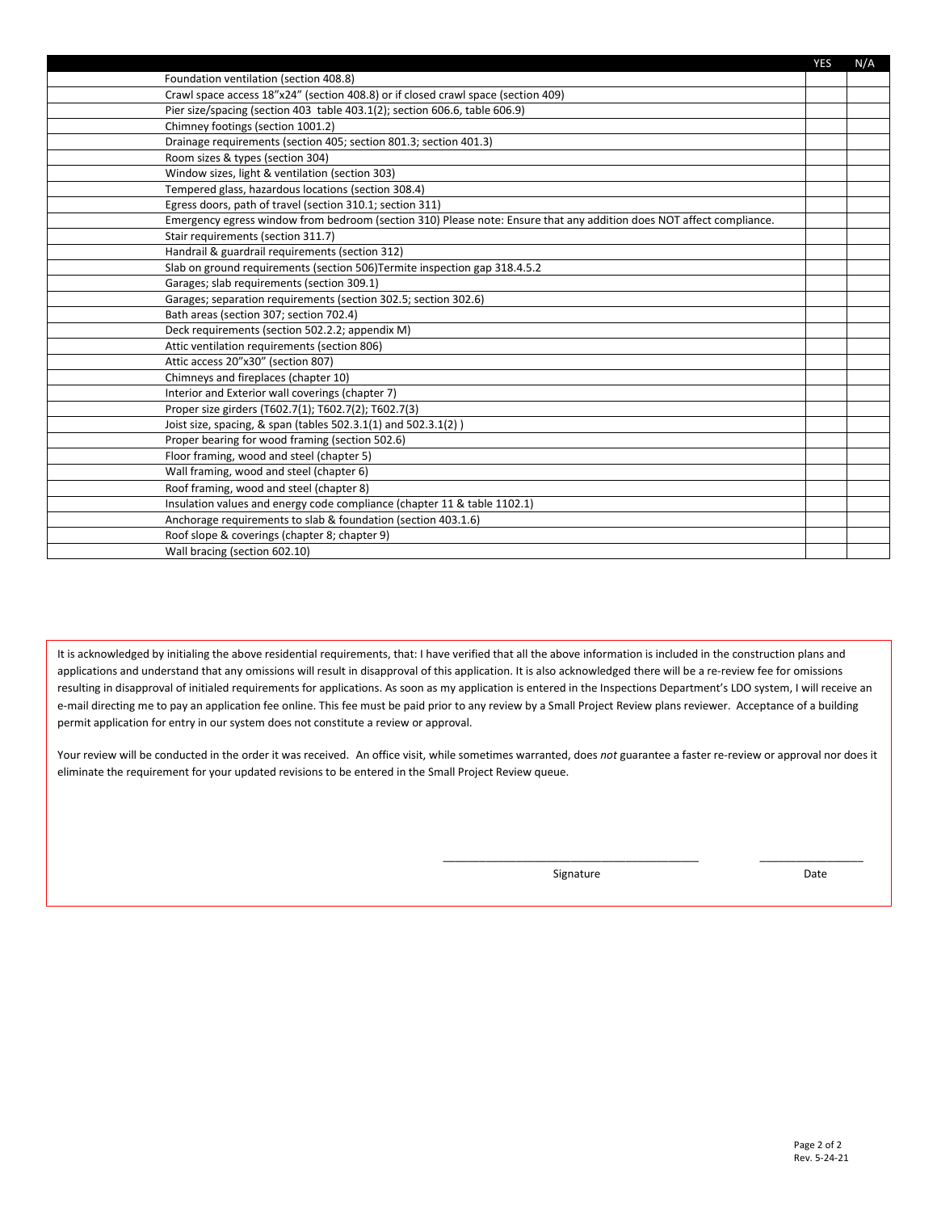| | YES | N/A |
|---|---|---|
| Foundation ventilation (section 408.8) | | |
| Crawl space access 18”x24” (section 408.8) or if closed crawl space (section 409) | | |
| Pier size/spacing (section 403 table 403.1(2); section 606.6, table 606.9) | | |
| Chimney footings (section 1001.2) | | |
| Drainage requirements (section 405; section 801.3; section 401.3) | | |
| Room sizes & types (section 304) | | |
| Window sizes, light & ventilation (section 303) | | |
| Tempered glass, hazardous locations (section 308.4) | | |
| Egress doors, path of travel (section 310.1; section 311) | | |
| Emergency egress window from bedroom (section 310) Please note: Ensure that any addition does NOT affect compliance. | | |
| Stair requirements (section 311.7) | | |
| Handrail & guardrail requirements (section 312) | | |
| Slab on ground requirements (section 506)Termite inspection gap 318.4.5.2 | | |
| Garages; slab requirements (section 309.1) | | |
| Garages; separation requirements (section 302.5; section 302.6) | | |
| Bath areas (section 307; section 702.4) | | |
| Deck requirements (section 502.2.2; appendix M) | | |
| Attic ventilation requirements (section 806) | | |
| Attic access 20”x30” (section 807) | | |
| Chimneys and fireplaces (chapter 10) | | |
| Interior and Exterior wall coverings (chapter 7) | | |
| Proper size girders (T602.7(1); T602.7(2); T602.7(3) | | |
| Joist size, spacing, & span (tables 502.3.1(1) and 502.3.1(2) ) | | |
| Proper bearing for wood framing (section 502.6) | | |
| Floor framing, wood and steel (chapter 5) | | |
| Wall framing, wood and steel (chapter 6) | | |
| Roof framing, wood and steel (chapter 8) | | |
| Insulation values and energy code compliance (chapter 11 & table 1102.1) | | |
| Anchorage requirements to slab & foundation (section 403.1.6) | | |
| Roof slope & coverings (chapter 8; chapter 9) | | |
| Wall bracing (section 602.10) | | |

It is acknowledged by initialing the above residential requirements, that: I have verified that all the above information is included in the construction plans and applications and understand that any omissions will result in disapproval of this application. It is also acknowledged there will be a re-review fee for omissions resulting in disapproval of initialed requirements for applications. As soon as my application is entered in the Inspections Department’s LDO system, I will receive an e-mail directing me to pay an application fee online. This fee must be paid prior to any review by a Small Project Review plans reviewer. Acceptance of a building permit application for entry in our system does not constitute a review or approval.

Your review will be conducted in the order it was received. An office visit, while sometimes warranted, does *not* guarantee a faster re-review or approval nor does it eliminate the requirement for your updated revisions to be entered in the Small Project Review queue.

\_\_\_\_\_\_\_\_\_\_\_\_\_\_\_\_\_\_\_\_\_\_\_\_\_\_\_\_\_\_\_\_\_\_\_\_\_\_\_\_ \_\_\_\_\_\_\_\_\_\_\_\_\_\_\_\_\_\_\_\_

Signature Date

Rev. 5-24-21